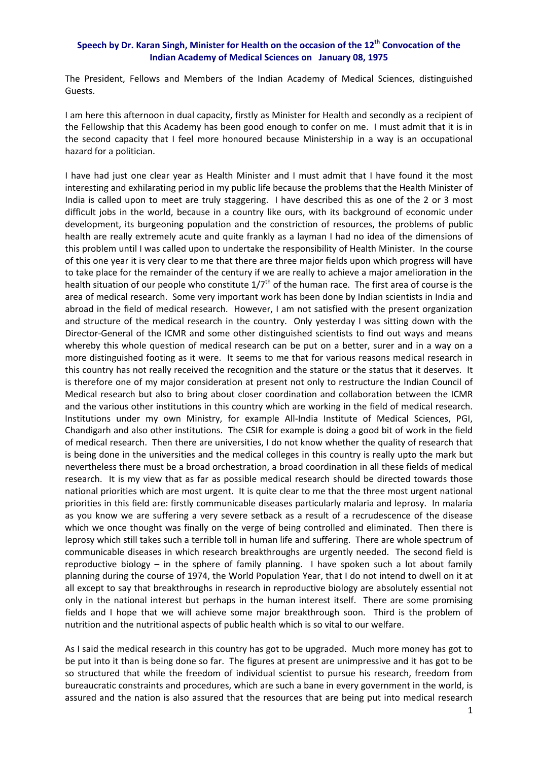# Speech by Dr. Karan Singh, Minister for Health on the occasion of the 12th Convocation of the Indian Academy of Medical Sciences on January 08, 1975

The President, Fellows and Members of the Indian Academy of Medical Sciences, distinguished Guests.

I am here this afternoon in dual capacity, firstly as Minister for Health and secondly as a recipient of the Fellowship that this Academy has been good enough to confer on me. I must admit that it is in the second capacity that I feel more honoured because Ministership in a way is an occupational hazard for a politician.

I have had just one clear year as Health Minister and I must admit that I have found it the most interesting and exhilarating period in my public life because the problems that the Health Minister of India is called upon to meet are truly staggering. I have described this as one of the 2 or 3 most difficult jobs in the world, because in a country like ours, with its background of economic under development, its burgeoning population and the constriction of resources, the problems of public health are really extremely acute and quite frankly as a layman I had no idea of the dimensions of this problem until I was called upon to undertake the responsibility of Health Minister. In the course of this one year it is very clear to me that there are three major fields upon which progress will have to take place for the remainder of the century if we are really to achieve a major amelioration in the health situation of our people who constitute 1/7th of the human race. The first area of course is the area of medical research. Some very important work has been done by Indian scientists in India and abroad in the field of medical research. However, I am not satisfied with the present organization and structure of the medical research in the country. Only yesterday I was sitting down with the Director-General of the ICMR and some other distinguished scientists to find out ways and means whereby this whole question of medical research can be put on a better, surer and in a way on a more distinguished footing as it were. It seems to me that for various reasons medical research in this country has not really received the recognition and the stature or the status that it deserves. It is therefore one of my major consideration at present not only to restructure the Indian Council of Medical research but also to bring about closer coordination and collaboration between the ICMR and the various other institutions in this country which are working in the field of medical research. Institutions under my own Ministry, for example All-India Institute of Medical Sciences, PGI, Chandigarh and also other institutions. The CSIR for example is doing a good bit of work in the field of medical research. Then there are universities, I do not know whether the quality of research that is being done in the universities and the medical colleges in this country is really upto the mark but nevertheless there must be a broad orchestration, a broad coordination in all these fields of medical research. It is my view that as far as possible medical research should be directed towards those national priorities which are most urgent. It is quite clear to me that the three most urgent national priorities in this field are: firstly communicable diseases particularly malaria and leprosy. In malaria as you know we are suffering a very severe setback as a result of a recrudescence of the disease which we once thought was finally on the verge of being controlled and eliminated. Then there is leprosy which still takes such a terrible toll in human life and suffering. There are whole spectrum of communicable diseases in which research breakthroughs are urgently needed. The second field is reproductive biology – in the sphere of family planning. I have spoken such a lot about family planning during the course of 1974, the World Population Year, that I do not intend to dwell on it at all except to say that breakthroughs in research in reproductive biology are absolutely essential not only in the national interest but perhaps in the human interest itself. There are some promising fields and I hope that we will achieve some major breakthrough soon. Third is the problem of nutrition and the nutritional aspects of public health which is so vital to our welfare.

As I said the medical research in this country has got to be upgraded. Much more money has got to be put into it than is being done so far. The figures at present are unimpressive and it has got to be so structured that while the freedom of individual scientist to pursue his research, freedom from bureaucratic constraints and procedures, which are such a bane in every government in the world, is assured and the nation is also assured that the resources that are being put into medical research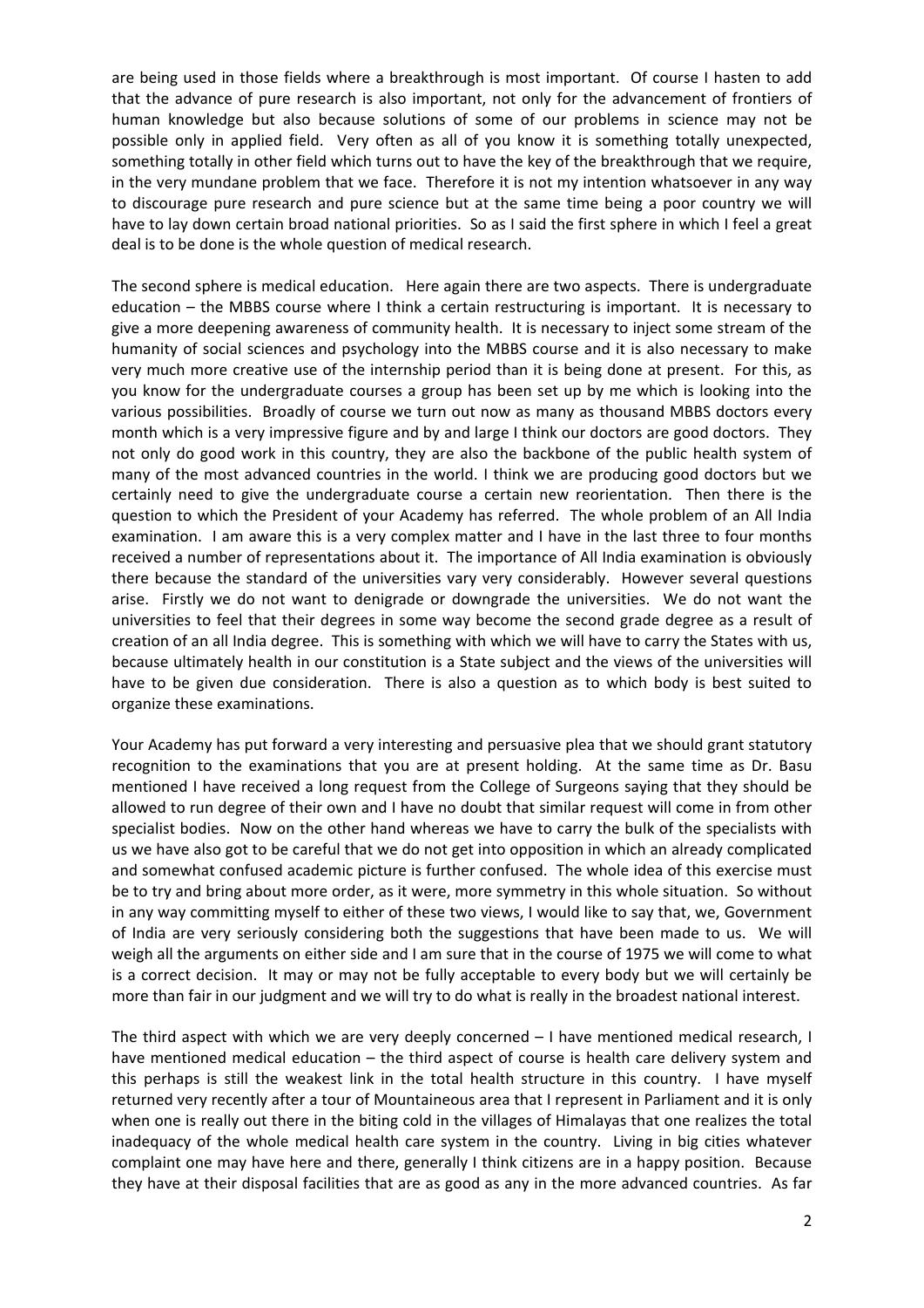are being used in those fields where a breakthrough is most important. Of course I hasten to add that the advance of pure research is also important, not only for the advancement of frontiers of human knowledge but also because solutions of some of our problems in science may not be possible only in applied field. Very often as all of you know it is something totally unexpected, something totally in other field which turns out to have the key of the breakthrough that we require, in the very mundane problem that we face. Therefore it is not my intention whatsoever in any way to discourage pure research and pure science but at the same time being a poor country we will have to lay down certain broad national priorities. So as I said the first sphere in which I feel a great deal is to be done is the whole question of medical research.

The second sphere is medical education. Here again there are two aspects. There is undergraduate education – the MBBS course where I think a certain restructuring is important. It is necessary to give a more deepening awareness of community health. It is necessary to inject some stream of the humanity of social sciences and psychology into the MBBS course and it is also necessary to make very much more creative use of the internship period than it is being done at present. For this, as you know for the undergraduate courses a group has been set up by me which is looking into the various possibilities. Broadly of course we turn out now as many as thousand MBBS doctors every month which is a very impressive figure and by and large I think our doctors are good doctors. They not only do good work in this country, they are also the backbone of the public health system of many of the most advanced countries in the world. I think we are producing good doctors but we certainly need to give the undergraduate course a certain new reorientation. Then there is the question to which the President of your Academy has referred. The whole problem of an All India examination. I am aware this is a very complex matter and I have in the last three to four months received a number of representations about it. The importance of All India examination is obviously there because the standard of the universities vary very considerably. However several questions arise. Firstly we do not want to denigrade or downgrade the universities. We do not want the universities to feel that their degrees in some way become the second grade degree as a result of creation of an all India degree. This is something with which we will have to carry the States with us, because ultimately health in our constitution is a State subject and the views of the universities will have to be given due consideration. There is also a question as to which body is best suited to organize these examinations.

Your Academy has put forward a very interesting and persuasive plea that we should grant statutory recognition to the examinations that you are at present holding. At the same time as Dr. Basu mentioned I have received a long request from the College of Surgeons saying that they should be allowed to run degree of their own and I have no doubt that similar request will come in from other specialist bodies. Now on the other hand whereas we have to carry the bulk of the specialists with us we have also got to be careful that we do not get into opposition in which an already complicated and somewhat confused academic picture is further confused. The whole idea of this exercise must be to try and bring about more order, as it were, more symmetry in this whole situation. So without in any way committing myself to either of these two views, I would like to say that, we, Government of India are very seriously considering both the suggestions that have been made to us. We will weigh all the arguments on either side and I am sure that in the course of 1975 we will come to what is a correct decision. It may or may not be fully acceptable to every body but we will certainly be more than fair in our judgment and we will try to do what is really in the broadest national interest.

The third aspect with which we are very deeply concerned – I have mentioned medical research, I have mentioned medical education – the third aspect of course is health care delivery system and this perhaps is still the weakest link in the total health structure in this country. I have myself returned very recently after a tour of Mountaineous area that I represent in Parliament and it is only when one is really out there in the biting cold in the villages of Himalayas that one realizes the total inadequacy of the whole medical health care system in the country. Living in big cities whatever complaint one may have here and there, generally I think citizens are in a happy position. Because they have at their disposal facilities that are as good as any in the more advanced countries. As far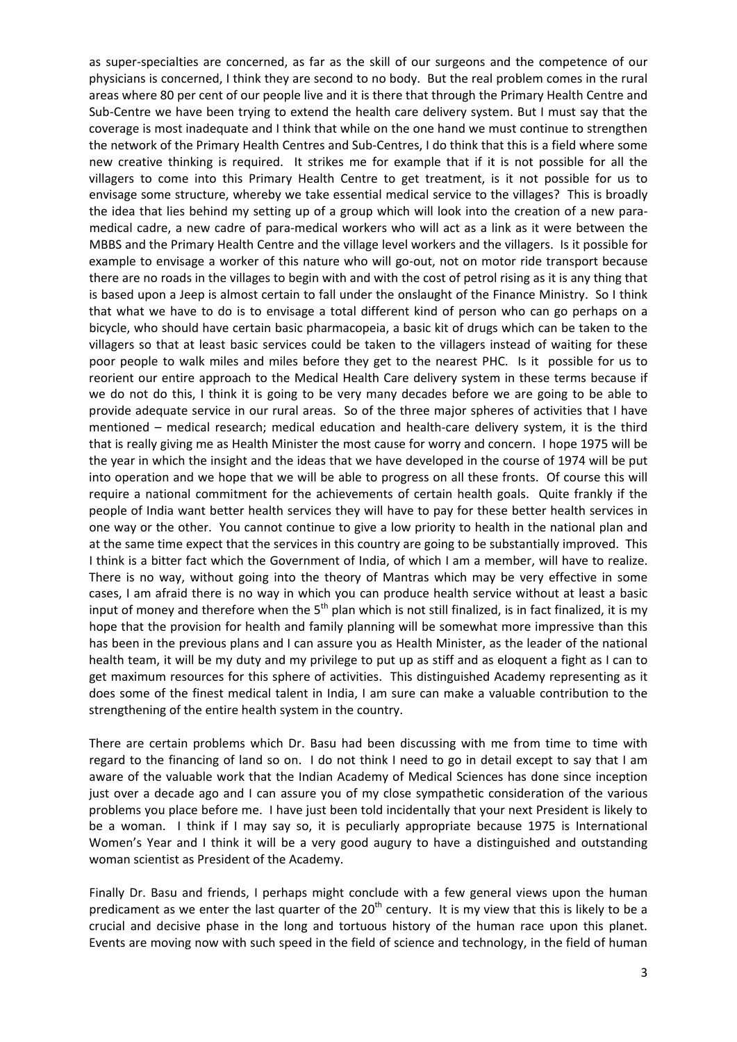as super-specialties are concerned, as far as the skill of our surgeons and the competence of our physicians is concerned, I think they are second to no body. But the real problem comes in the rural areas where 80 per cent of our people live and it is there that through the Primary Health Centre and Sub-Centre we have been trying to extend the health care delivery system. But I must say that the coverage is most inadequate and I think that while on the one hand we must continue to strengthen the network of the Primary Health Centres and Sub-Centres, I do think that this is a field where some new creative thinking is required. It strikes me for example that if it is not possible for all the villagers to come into this Primary Health Centre to get treatment, is it not possible for us to envisage some structure, whereby we take essential medical service to the villages? This is broadly the idea that lies behind my setting up of a group which will look into the creation of a new para-medical cadre, a new cadre of para-medical workers who will act as a link as it were between the MBBS and the Primary Health Centre and the village level workers and the villagers. Is it possible for example to envisage a worker of this nature who will go-out, not on motor ride transport because there are no roads in the villages to begin with and with the cost of petrol rising as it is any thing that is based upon a Jeep is almost certain to fall under the onslaught of the Finance Ministry. So I think that what we have to do is to envisage a total different kind of person who can go perhaps on a bicycle, who should have certain basic pharmacopeia, a basic kit of drugs which can be taken to the villagers so that at least basic services could be taken to the villagers instead of waiting for these poor people to walk miles and miles before they get to the nearest PHC. Is it possible for us to reorient our entire approach to the Medical Health Care delivery system in these terms because if we do not do this, I think it is going to be very many decades before we are going to be able to provide adequate service in our rural areas. So of the three major spheres of activities that I have mentioned – medical research; medical education and health-care delivery system, it is the third that is really giving me as Health Minister the most cause for worry and concern. I hope 1975 will be the year in which the insight and the ideas that we have developed in the course of 1974 will be put into operation and we hope that we will be able to progress on all these fronts. Of course this will require a national commitment for the achievements of certain health goals. Quite frankly if the people of India want better health services they will have to pay for these better health services in one way or the other. You cannot continue to give a low priority to health in the national plan and at the same time expect that the services in this country are going to be substantially improved. This I think is a bitter fact which the Government of India, of which I am a member, will have to realize. There is no way, without going into the theory of Mantras which may be very effective in some cases, I am afraid there is no way in which you can produce health service without at least a basic input of money and therefore when the 5th plan which is not still finalized, is in fact finalized, it is my hope that the provision for health and family planning will be somewhat more impressive than this has been in the previous plans and I can assure you as Health Minister, as the leader of the national health team, it will be my duty and my privilege to put up as stiff and as eloquent a fight as I can to get maximum resources for this sphere of activities. This distinguished Academy representing as it does some of the finest medical talent in India, I am sure can make a valuable contribution to the strengthening of the entire health system in the country.

There are certain problems which Dr. Basu had been discussing with me from time to time with regard to the financing of land so on. I do not think I need to go in detail except to say that I am aware of the valuable work that the Indian Academy of Medical Sciences has done since inception just over a decade ago and I can assure you of my close sympathetic consideration of the various problems you place before me. I have just been told incidentally that your next President is likely to be a woman. I think if I may say so, it is peculiarly appropriate because 1975 is International Women's Year and I think it will be a very good augury to have a distinguished and outstanding woman scientist as President of the Academy.

Finally Dr. Basu and friends, I perhaps might conclude with a few general views upon the human predicament as we enter the last quarter of the 20th century. It is my view that this is likely to be a crucial and decisive phase in the long and tortuous history of the human race upon this planet. Events are moving now with such speed in the field of science and technology, in the field of human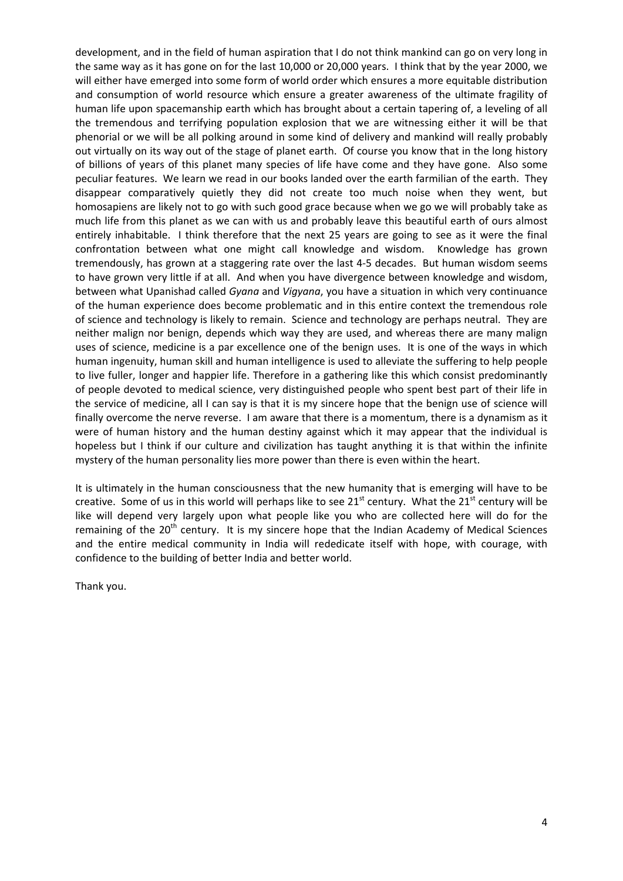development, and in the field of human aspiration that I do not think mankind can go on very long in the same way as it has gone on for the last 10,000 or 20,000 years. I think that by the year 2000, we will either have emerged into some form of world order which ensures a more equitable distribution and consumption of world resource which ensure a greater awareness of the ultimate fragility of human life upon spacemanship earth which has brought about a certain tapering of, a leveling of all the tremendous and terrifying population explosion that we are witnessing either it will be that phenorial or we will be all polking around in some kind of delivery and mankind will really probably out virtually on its way out of the stage of planet earth. Of course you know that in the long history of billions of years of this planet many species of life have come and they have gone. Also some peculiar features. We learn we read in our books landed over the earth farmilian of the earth. They disappear comparatively quietly they did not create too much noise when they went, but homosapiens are likely not to go with such good grace because when we go we will probably take as much life from this planet as we can with us and probably leave this beautiful earth of ours almost entirely inhabitable. I think therefore that the next 25 years are going to see as it were the final confrontation between what one might call knowledge and wisdom. Knowledge has grown tremendously, has grown at a staggering rate over the last 4-5 decades. But human wisdom seems to have grown very little if at all. And when you have divergence between knowledge and wisdom, between what Upanishad called *Gyana* and *Vigyana*, you have a situation in which very continuance of the human experience does become problematic and in this entire context the tremendous role of science and technology is likely to remain. Science and technology are perhaps neutral. They are neither malign nor benign, depends which way they are used, and whereas there are many malign uses of science, medicine is a par excellence one of the benign uses. It is one of the ways in which human ingenuity, human skill and human intelligence is used to alleviate the suffering to help people to live fuller, longer and happier life. Therefore in a gathering like this which consist predominantly of people devoted to medical science, very distinguished people who spent best part of their life in the service of medicine, all I can say is that it is my sincere hope that the benign use of science will finally overcome the nerve reverse. I am aware that there is a momentum, there is a dynamism as it were of human history and the human destiny against which it may appear that the individual is hopeless but I think if our culture and civilization has taught anything it is that within the infinite mystery of the human personality lies more power than there is even within the heart.

It is ultimately in the human consciousness that the new humanity that is emerging will have to be creative. Some of us in this world will perhaps like to see 21st century. What the 21st century will be like will depend very largely upon what people like you who are collected here will do for the remaining of the 20th century. It is my sincere hope that the Indian Academy of Medical Sciences and the entire medical community in India will rededicate itself with hope, with courage, with confidence to the building of better India and better world.

Thank you.